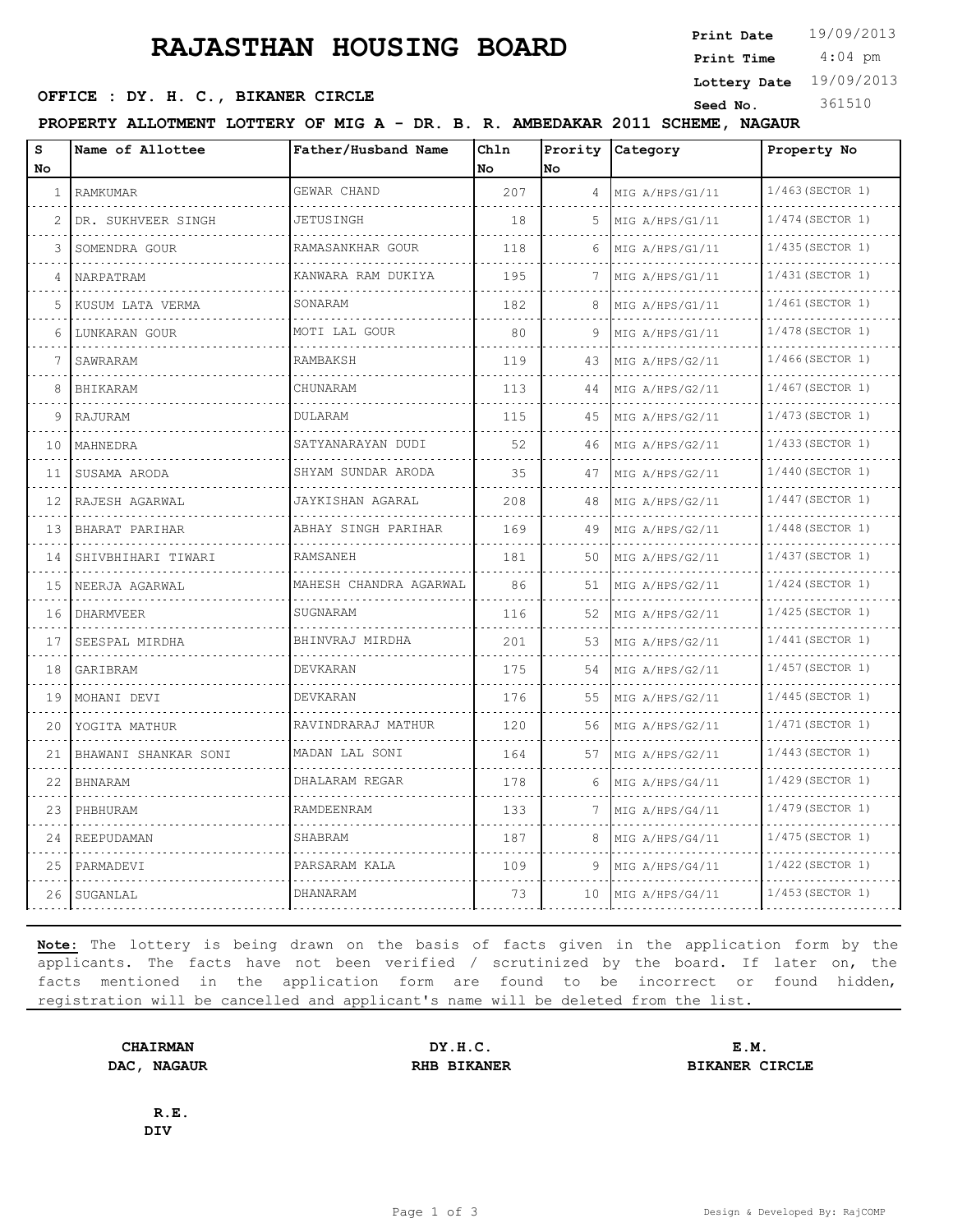# RAJASTHAN HOUSING BOARD

**Print Date** 19/09/2013
**Print Time** 4:04 pm
**Lottery Date** 19/09/2013
**Seed No.** 361510

**OFFICE : DY. H. C., BIKANER CIRCLE**

**PROPERTY ALLOTMENT LOTTERY OF MIG A - DR. B. R. AMBEDAKAR 2011 SCHEME, NAGAUR**

| S No | Name of Allottee | Father/Husband Name | Chln No | Prority No | Category | Property No |
|---|---|---|---|---|---|---|
| 1 | RAMKUMAR | GEWAR CHAND | 207 | 4 | MIG A/HPS/G1/11 | 1/463(SECTOR 1) |
| 2 | DR. SUKHVEER SINGH | JETUSINGH | 18 | 5 | MIG A/HPS/G1/11 | 1/474(SECTOR 1) |
| 3 | SOMENDRA GOUR | RAMASANKHAR GOUR | 118 | 6 | MIG A/HPS/G1/11 | 1/435(SECTOR 1) |
| 4 | NARPATRAM | KANWARA RAM DUKIYA | 195 | 7 | MIG A/HPS/G1/11 | 1/431(SECTOR 1) |
| 5 | KUSUM LATA VERMA | SONARAM | 182 | 8 | MIG A/HPS/G1/11 | 1/461(SECTOR 1) |
| 6 | LUNKARAN GOUR | MOTI LAL GOUR | 80 | 9 | MIG A/HPS/G1/11 | 1/478(SECTOR 1) |
| 7 | SAWRARAM | RAMBAKSH | 119 | 43 | MIG A/HPS/G2/11 | 1/466(SECTOR 1) |
| 8 | BHIKARAM | CHUNARAM | 113 | 44 | MIG A/HPS/G2/11 | 1/467(SECTOR 1) |
| 9 | RAJURAM | DULARAM | 115 | 45 | MIG A/HPS/G2/11 | 1/473(SECTOR 1) |
| 10 | MAHNEDRA | SATYANARAYAN DUDI | 52 | 46 | MIG A/HPS/G2/11 | 1/433(SECTOR 1) |
| 11 | SUSAMA ARODA | SHYAM SUNDAR ARODA | 35 | 47 | MIG A/HPS/G2/11 | 1/440(SECTOR 1) |
| 12 | RAJESH AGARWAL | JAYKISHAN AGARAL | 208 | 48 | MIG A/HPS/G2/11 | 1/447(SECTOR 1) |
| 13 | BHARAT PARIHAR | ABHAY SINGH PARIHAR | 169 | 49 | MIG A/HPS/G2/11 | 1/448(SECTOR 1) |
| 14 | SHIVBHIHARI TIWARI | RAMSANEH | 181 | 50 | MIG A/HPS/G2/11 | 1/437(SECTOR 1) |
| 15 | NEERJA AGARWAL | MAHESH CHANDRA AGARWAL | 86 | 51 | MIG A/HPS/G2/11 | 1/424(SECTOR 1) |
| 16 | DHARMVEER | SUGNARAM | 116 | 52 | MIG A/HPS/G2/11 | 1/425(SECTOR 1) |
| 17 | SEESPAL MIRDHA | BHINVRAJ MIRDHA | 201 | 53 | MIG A/HPS/G2/11 | 1/441(SECTOR 1) |
| 18 | GARIBRAM | DEVKARAN | 175 | 54 | MIG A/HPS/G2/11 | 1/457(SECTOR 1) |
| 19 | MOHANI DEVI | DEVKARAN | 176 | 55 | MIG A/HPS/G2/11 | 1/445(SECTOR 1) |
| 20 | YOGITA MATHUR | RAVINDRARAJ MATHUR | 120 | 56 | MIG A/HPS/G2/11 | 1/471(SECTOR 1) |
| 21 | BHAWANI SHANKAR SONI | MADAN LAL SONI | 164 | 57 | MIG A/HPS/G2/11 | 1/443(SECTOR 1) |
| 22 | BHNARAM | DHALARAM REGAR | 178 | 6 | MIG A/HPS/G4/11 | 1/429(SECTOR 1) |
| 23 | PHBHURAM | RAMDEENRAM | 133 | 7 | MIG A/HPS/G4/11 | 1/479(SECTOR 1) |
| 24 | REEPUDAMAN | SHABRAM | 187 | 8 | MIG A/HPS/G4/11 | 1/475(SECTOR 1) |
| 25 | PARMADEVI | PARSARAM KALA | 109 | 9 | MIG A/HPS/G4/11 | 1/422(SECTOR 1) |
| 26 | SUGANLAL | DHANARAM | 73 | 10 | MIG A/HPS/G4/11 | 1/453(SECTOR 1) |

**Note:** The lottery is being drawn on the basis of facts given in the application form by the applicants. The facts have not been verified / scrutinized by the board. If later on, the facts mentioned in the application form are found to be incorrect or found hidden, registration will be cancelled and applicant's name will be deleted from the list.

**CHAIRMAN**
**DAC, NAGAUR**

**DY.H.C.**
**RHB BIKANER**

**E.M.**
**BIKANER CIRCLE**

**R.E.**
**DIV**

Design & Developed By: RajCOMP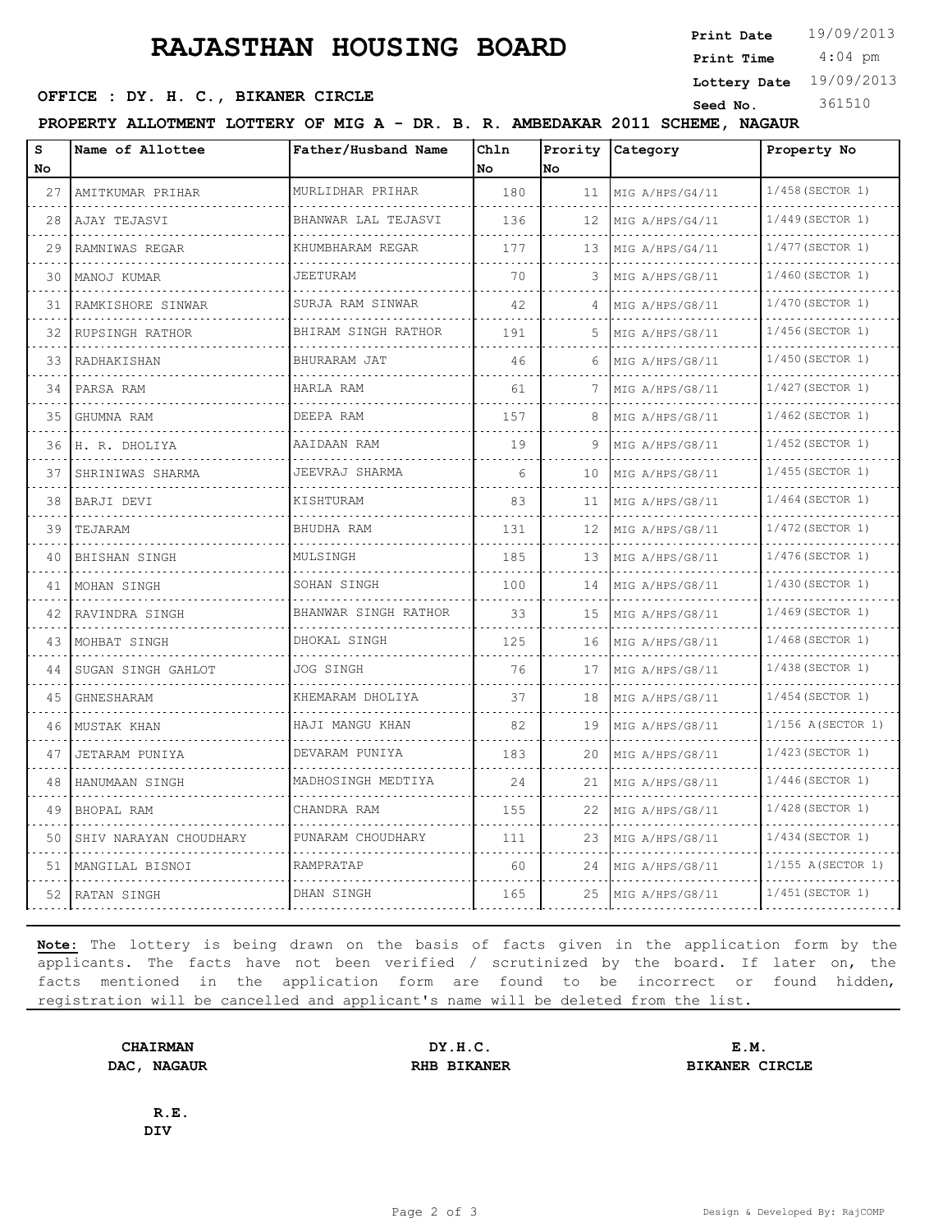# RAJASTHAN HOUSING BOARD

**Print Date** 19/09/2013
**Print Time** 4:04 pm
**Lottery Date** 19/09/2013
**Seed No.** 361510

**OFFICE : DY. H. C., BIKANER CIRCLE**

**PROPERTY ALLOTMENT LOTTERY OF MIG A - DR. B. R. AMBEDAKAR 2011 SCHEME, NAGAUR**

| S No | Name of Allottee | Father/Husband Name | Chln No | Prority No | Category | Property No |
|---|---|---|---|---|---|---|
| 27 | AMITKUMAR PRIHAR | MURLIDHAR PRIHAR | 180 | 11 | MIG A/HPS/G4/11 | 1/458(SECTOR 1) |
| 28 | AJAY TEJASVI | BHANWAR LAL TEJASVI | 136 | 12 | MIG A/HPS/G4/11 | 1/449(SECTOR 1) |
| 29 | RAMNIWAS REGAR | KHUMBHARAM REGAR | 177 | 13 | MIG A/HPS/G4/11 | 1/477(SECTOR 1) |
| 30 | MANOJ KUMAR | JEETURAM | 70 | 3 | MIG A/HPS/G8/11 | 1/460(SECTOR 1) |
| 31 | RAMKISHORE SINWAR | SURJA RAM SINWAR | 42 | 4 | MIG A/HPS/G8/11 | 1/470(SECTOR 1) |
| 32 | RUPSINGH RATHOR | BHIRAM SINGH RATHOR | 191 | 5 | MIG A/HPS/G8/11 | 1/456(SECTOR 1) |
| 33 | RADHAKISHAN | BHURARAM JAT | 46 | 6 | MIG A/HPS/G8/11 | 1/450(SECTOR 1) |
| 34 | PARSA RAM | HARLA RAM | 61 | 7 | MIG A/HPS/G8/11 | 1/427(SECTOR 1) |
| 35 | GHUMNA RAM | DEEPA RAM | 157 | 8 | MIG A/HPS/G8/11 | 1/462(SECTOR 1) |
| 36 | H. R. DHOLIYA | AAIDAAN RAM | 19 | 9 | MIG A/HPS/G8/11 | 1/452(SECTOR 1) |
| 37 | SHRINIWAS SHARMA | JEEVRAJ SHARMA | 6 | 10 | MIG A/HPS/G8/11 | 1/455(SECTOR 1) |
| 38 | BARJI DEVI | KISHTURAM | 83 | 11 | MIG A/HPS/G8/11 | 1/464(SECTOR 1) |
| 39 | TEJARAM | BHUDHA RAM | 131 | 12 | MIG A/HPS/G8/11 | 1/472(SECTOR 1) |
| 40 | BHISHAN SINGH | MULSINGH | 185 | 13 | MIG A/HPS/G8/11 | 1/476(SECTOR 1) |
| 41 | MOHAN SINGH | SOHAN SINGH | 100 | 14 | MIG A/HPS/G8/11 | 1/430(SECTOR 1) |
| 42 | RAVINDRA SINGH | BHANWAR SINGH RATHOR | 33 | 15 | MIG A/HPS/G8/11 | 1/469(SECTOR 1) |
| 43 | MOHBAT SINGH | DHOKAL SINGH | 125 | 16 | MIG A/HPS/G8/11 | 1/468(SECTOR 1) |
| 44 | SUGAN SINGH GAHLOT | JOG SINGH | 76 | 17 | MIG A/HPS/G8/11 | 1/438(SECTOR 1) |
| 45 | GHNESHARAM | KHEMARAM DHOLIYA | 37 | 18 | MIG A/HPS/G8/11 | 1/454(SECTOR 1) |
| 46 | MUSTAK KHAN | HAJI MANGU KHAN | 82 | 19 | MIG A/HPS/G8/11 | 1/156 A(SECTOR 1) |
| 47 | JETARAM PUNIYA | DEVARAM PUNIYA | 183 | 20 | MIG A/HPS/G8/11 | 1/423(SECTOR 1) |
| 48 | HANUMAAN SINGH | MADHOSINGH MEDTIYA | 24 | 21 | MIG A/HPS/G8/11 | 1/446(SECTOR 1) |
| 49 | BHOPAL RAM | CHANDRA RAM | 155 | 22 | MIG A/HPS/G8/11 | 1/428(SECTOR 1) |
| 50 | SHIV NARAYAN CHOUDHARY | PUNARAM CHOUDHARY | 111 | 23 | MIG A/HPS/G8/11 | 1/434(SECTOR 1) |
| 51 | MANGILAL BISNOI | RAMPRATAP | 60 | 24 | MIG A/HPS/G8/11 | 1/155 A(SECTOR 1) |
| 52 | RATAN SINGH | DHAN SINGH | 165 | 25 | MIG A/HPS/G8/11 | 1/451(SECTOR 1) |

**Note:** The lottery is being drawn on the basis of facts given in the application form by the applicants. The facts have not been verified / scrutinized by the board. If later on, the facts mentioned in the application form are found to be incorrect or found hidden, registration will be cancelled and applicant's name will be deleted from the list.

**CHAIRMAN**
**DAC, NAGAUR**

**DY.H.C.**
**RHB BIKANER**

**E.M.**
**BIKANER CIRCLE**

**R.E.**
**DIV**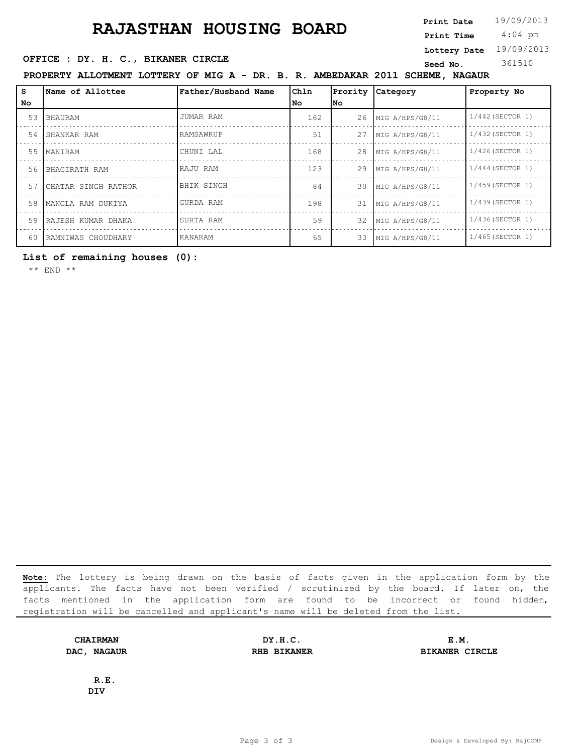# RAJASTHAN HOUSING BOARD

**Print Date** 19/09/2013
**Print Time** 4:04 pm
**Lottery Date** 19/09/2013
**Seed No.** 361510

**OFFICE : DY. H. C., BIKANER CIRCLE**

**PROPERTY ALLOTMENT LOTTERY OF MIG A - DR. B. R. AMBEDAKAR 2011 SCHEME, NAGAUR**

| S No | Name of Allottee | Father/Husband Name | Chln No | Prority No | Category | Property No |
|---|---|---|---|---|---|---|
| 53 | BHAURAM | JUMAR RAM | 162 | 26 | MIG A/HPS/G8/11 | 1/442(SECTOR 1) |
| 54 | SHANKAR RAM | RAMSAWRUP | 51 | 27 | MIG A/HPS/G8/11 | 1/432(SECTOR 1) |
| 55 | MANIRAM | CHUNI LAL | 168 | 28 | MIG A/HPS/G8/11 | 1/426(SECTOR 1) |
| 56 | BHAGIRATH RAM | RAJU RAM | 123 | 29 | MIG A/HPS/G8/11 | 1/444(SECTOR 1) |
| 57 | CHATAR SINGH RATHOR | BHIK SINGH | 84 | 30 | MIG A/HPS/G8/11 | 1/459(SECTOR 1) |
| 58 | MANGLA RAM DUKIYA | GURDA RAM | 198 | 31 | MIG A/HPS/G8/11 | 1/439(SECTOR 1) |
| 59 | RAJESH KUMAR DHAKA | SURTA RAM | 59 | 32 | MIG A/HPS/G8/11 | 1/436(SECTOR 1) |
| 60 | RAMNIWAS CHOUDHARY | KANARAM | 65 | 33 | MIG A/HPS/G8/11 | 1/465(SECTOR 1) |

**List of remaining houses (0):**

** END **

**Note:** The lottery is being drawn on the basis of facts given in the application form by the applicants. The facts have not been verified / scrutinized by the board. If later on, the facts mentioned in the application form are found to be incorrect or found hidden, registration will be cancelled and applicant's name will be deleted from the list.

**CHAIRMAN**
**DAC, NAGAUR**

**DY.H.C.**
**RHB BIKANER**

**E.M.**
**BIKANER CIRCLE**

**R.E.**
**DIV**

Design & Developed By: RajCOMP